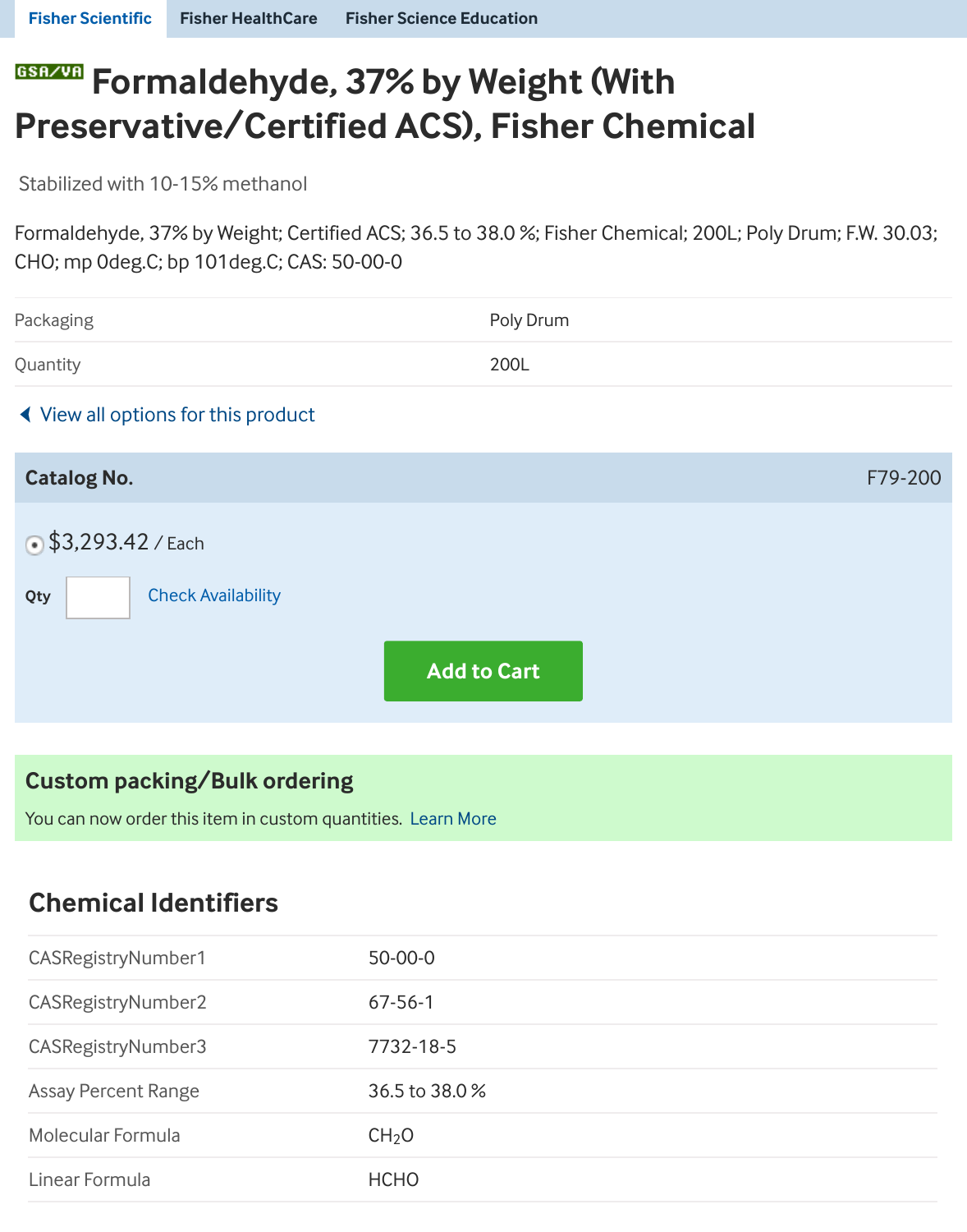Fisher Scientific | Fisher HealthCare | Fisher Science Education

# GSA/VA Formaldehyde, 37% by Weight (With Preservative/Certified ACS), Fisher Chemical

Stabilized with 10-15% methanol

Formaldehyde, 37% by Weight; Certified ACS; 36.5 to 38.0 %; Fisher Chemical; 200L; Poly Drum; F.W. 30.03; CHO; mp 0deg.C; bp 101deg.C; CAS: 50-00-0

| | |
|---|---|
| Packaging | Poly Drum |
| Quantity | 200L |

View all options for this product

| Catalog No. | F79-200 |
|---|---|

$3,293.42 / Each

Qty Check Availability

Add to Cart

**Custom packing/Bulk ordering**

You can now order this item in custom quantities. Learn More

## Chemical Identifiers

| | |
|---|---|
| CASRegistryNumber1 | 50-00-0 |
| CASRegistryNumber2 | 67-56-1 |
| CASRegistryNumber3 | 7732-18-5 |
| Assay Percent Range | 36.5 to 38.0 % |
| Molecular Formula | $CH_2O$ |
| Linear Formula | HCHO |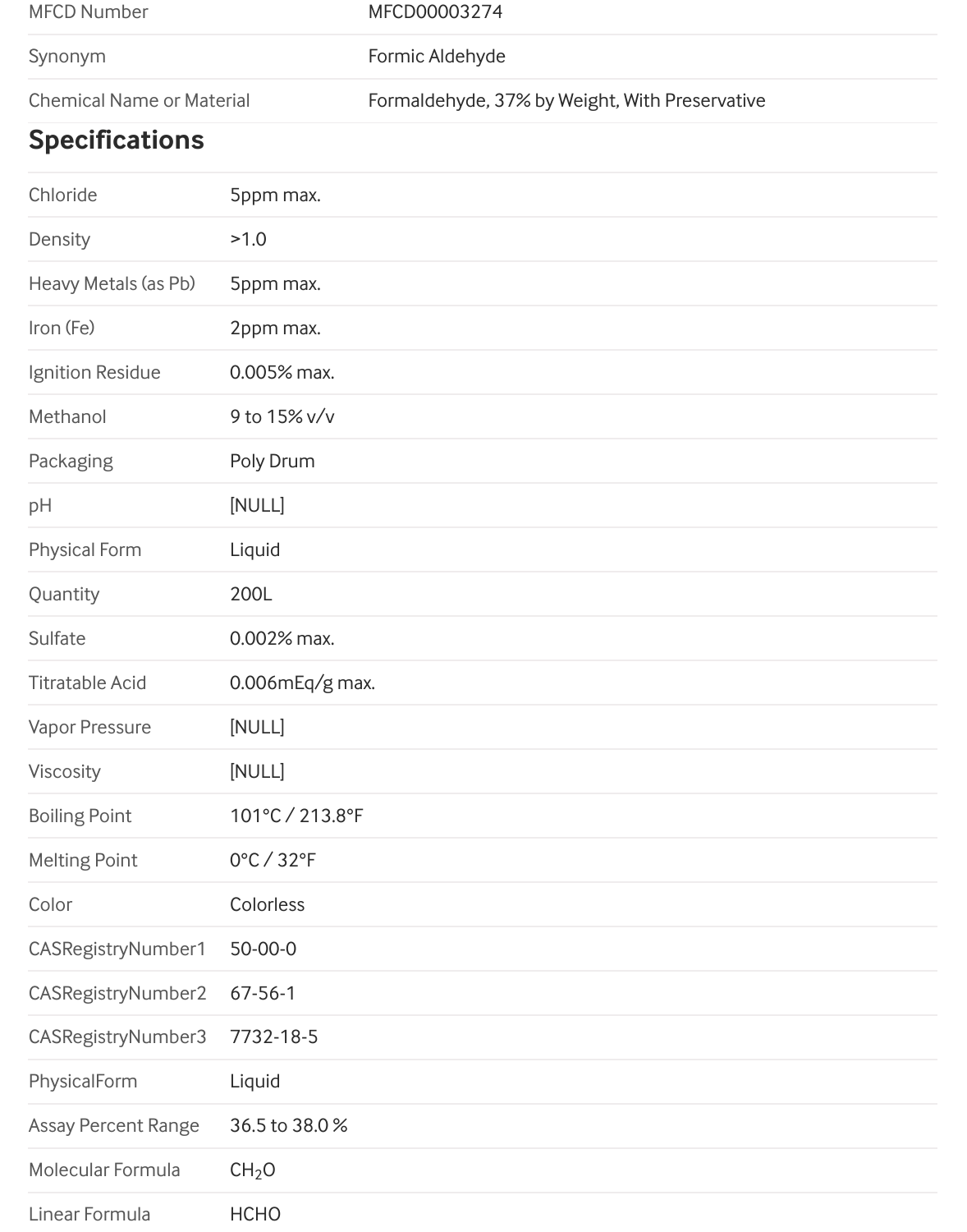| | |
|---|---|
| MFCD Number | MFCD00003274 |
| Synonym | Formic Aldehyde |
| Chemical Name or Material | Formaldehyde, 37% by Weight, With Preservative |

## Specifications

| | |
|---|---|
| Chloride | 5ppm max. |
| Density | >1.0 |
| Heavy Metals (as Pb) | 5ppm max. |
| Iron (Fe) | 2ppm max. |
| Ignition Residue | 0.005% max. |
| Methanol | 9 to 15% v/v |
| Packaging | Poly Drum |
| pH | [NULL] |
| Physical Form | Liquid |
| Quantity | 200L |
| Sulfate | 0.002% max. |
| Titratable Acid | 0.006mEq/g max. |
| Vapor Pressure | [NULL] |
| Viscosity | [NULL] |
| Boiling Point | 101°C / 213.8°F |
| Melting Point | 0°C / 32°F |
| Color | Colorless |
| CASRegistryNumber1 | 50-00-0 |
| CASRegistryNumber2 | 67-56-1 |
| CASRegistryNumber3 | 7732-18-5 |
| PhysicalForm | Liquid |
| Assay Percent Range | 36.5 to 38.0 % |
| Molecular Formula | $CH_2O$ |
| Linear Formula | HCHO |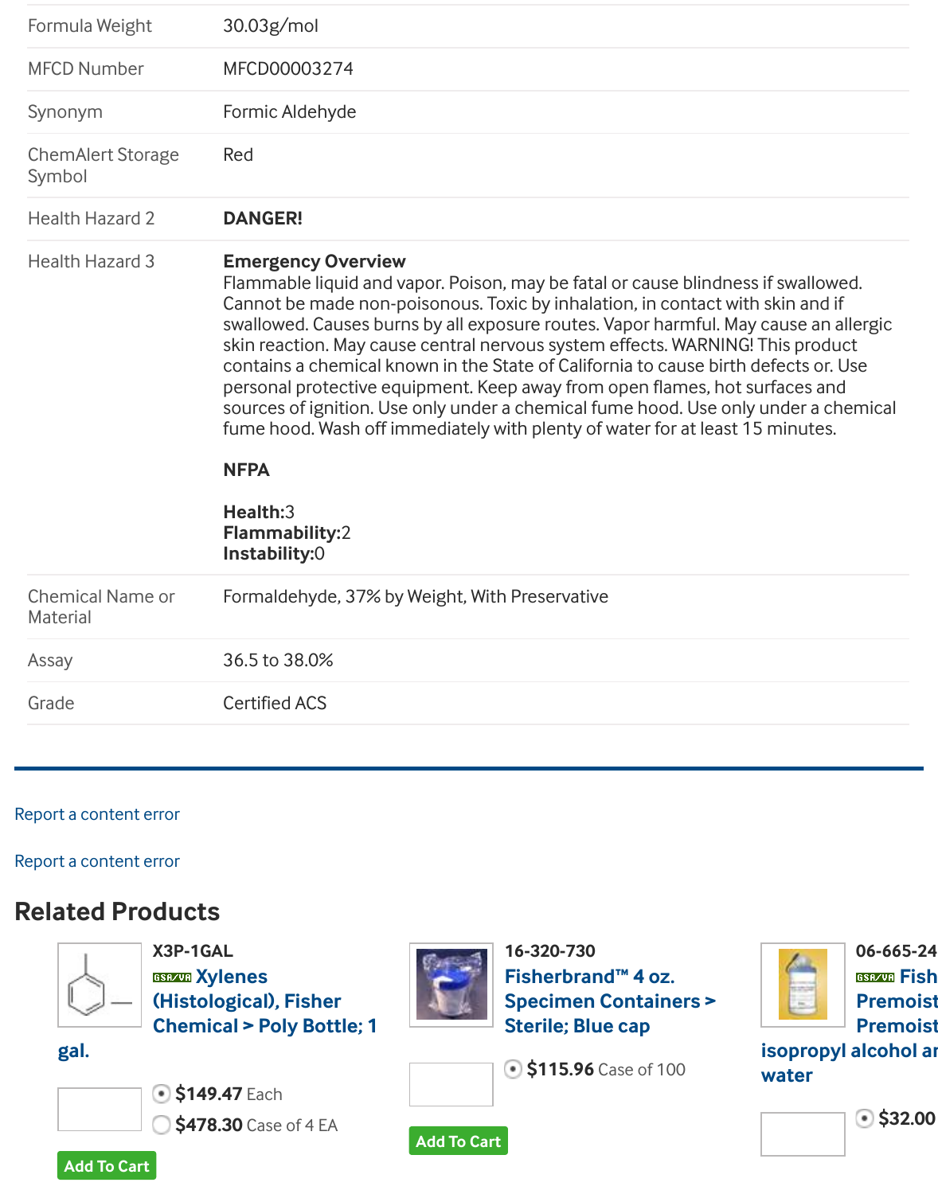| | |
|---|---|
| Formula Weight | 30.03g/mol |
| MFCD Number | MFCD00003274 |
| Synonym | Formic Aldehyde |
| ChemAlert Storage Symbol | Red |
| Health Hazard 2 | **DANGER!** |
| Health Hazard 3 | **Emergency Overview** Flammable liquid and vapor. Poison, may be fatal or cause blindness if swallowed. Cannot be made non-poisonous. Toxic by inhalation, in contact with skin and if swallowed. Causes burns by all exposure routes. Vapor harmful. May cause an allergic skin reaction. May cause central nervous system effects. WARNING! This product contains a chemical known in the State of California to cause birth defects or. Use personal protective equipment. Keep away from open flames, hot surfaces and sources of ignition. Use only under a chemical fume hood. Use only under a chemical fume hood. Wash off immediately with plenty of water for at least 15 minutes. **NFPA** **Health:**3 **Flammability:**2 **Instability:**0 |
| Chemical Name or Material | Formaldehyde, 37% by Weight, With Preservative |
| Assay | 36.5 to 38.0% |
| Grade | Certified ACS |

Report a content error

Report a content error

## Related Products

X3P-1GAL
GSA/VA **Xylenes (Histological), Fisher Chemical > Poly Bottle; 1 gal.**
**$149.47** Each
**$478.30** Case of 4 EA
Add To Cart

16-320-730
**Fisherbrand™ 4 oz. Specimen Containers > Sterile; Blue cap**
**$115.96** Case of 100
Add To Cart

06-665-24
GSA/VA **Fish Premoist Premoist isopropyl alcohol ar water**
**$32.00**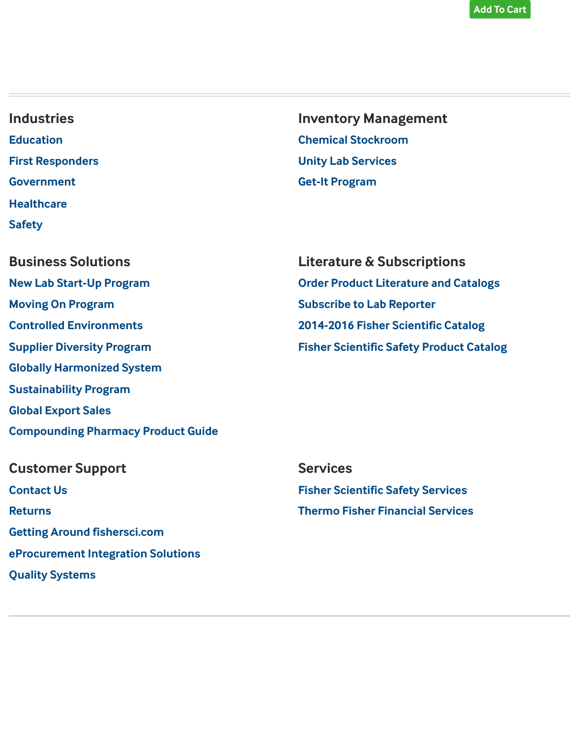Add To Cart

## Industries

- Education
- First Responders
- Government
- Healthcare
- Safety

## Inventory Management

- Chemical Stockroom
- Unity Lab Services
- Get-It Program

## Business Solutions

- New Lab Start-Up Program
- Moving On Program
- Controlled Environments
- Supplier Diversity Program
- Globally Harmonized System
- Sustainability Program
- Global Export Sales
- Compounding Pharmacy Product Guide

## Literature & Subscriptions

- Order Product Literature and Catalogs
- Subscribe to Lab Reporter
- 2014-2016 Fisher Scientific Catalog
- Fisher Scientific Safety Product Catalog

## Customer Support

- Contact Us
- Returns
- Getting Around fishersci.com
- eProcurement Integration Solutions
- Quality Systems

## Services

- Fisher Scientific Safety Services
- Thermo Fisher Financial Services